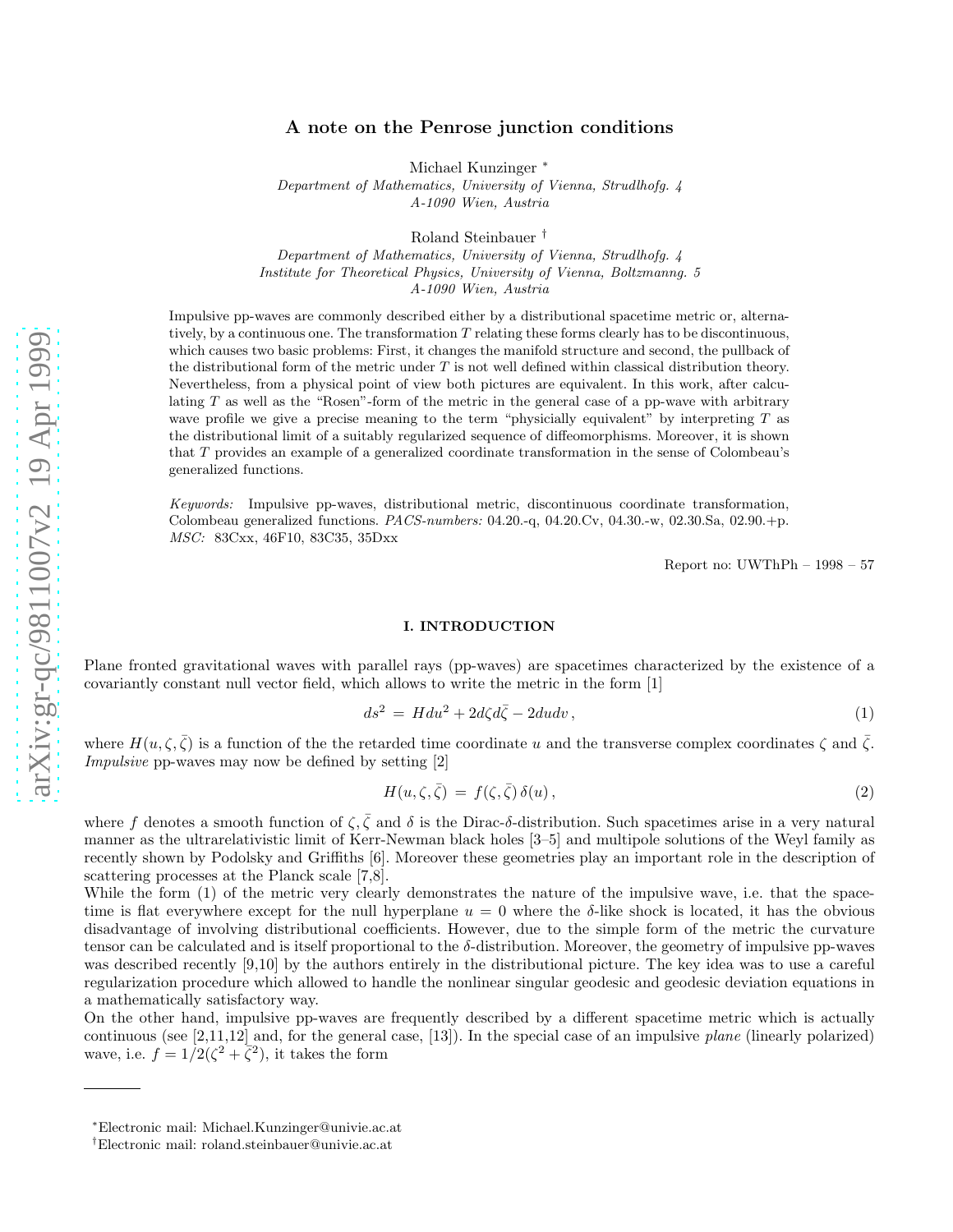# A note on the Penrose junction conditions

Michael Kunzinger [*]

*Department of Mathematics, University of Vienna, Strudlhofg. 4*
*A-1090 Wien, Austria*

Roland Steinbauer [†]

*Department of Mathematics, University of Vienna, Strudlhofg. 4*
*Institute for Theoretical Physics, University of Vienna, Boltzmanng. 5*
*A-1090 Wien, Austria*

Impulsive pp-waves are commonly described either by a distributional spacetime metric or, alternatively, by a continuous one. The transformation $T$ relating these forms clearly has to be discontinuous, which causes two basic problems: First, it changes the manifold structure and second, the pullback of the distributional form of the metric under $T$ is not well defined within classical distribution theory. Nevertheless, from a physical point of view both pictures are equivalent. In this work, after calculating $T$ as well as the "Rosen"-form of the metric in the general case of a pp-wave with arbitrary wave profile we give a precise meaning to the term "physicially equivalent" by interpreting $T$ as the distributional limit of a suitably regularized sequence of diffeomorphisms. Moreover, it is shown that $T$ provides an example of a generalized coordinate transformation in the sense of Colombeau's generalized functions.

*Keywords:* Impulsive pp-waves, distributional metric, discontinuous coordinate transformation, Colombeau generalized functions. *PACS-numbers:* 04.20.-q, 04.20.Cv, 04.30.-w, 02.30.Sa, 02.90.+p. *MSC:* 83Cxx, 46F10, 83C35, 35Dxx

Report no: UWThPh – 1998 – 57

## I. INTRODUCTION

Plane fronted gravitational waves with parallel rays (pp-waves) are spacetimes characterized by the existence of a covariantly constant null vector field, which allows to write the metric in the form [1]

$$ds^2 = H du^2 + 2d\zeta d\bar{\zeta} - 2du dv\,, \tag{1}$$

where $H(u,\zeta,\bar{\zeta})$ is a function of the the retarded time coordinate $u$ and the transverse complex coordinates $\zeta$ and $\bar{\zeta}$. *Impulsive* pp-waves may now be defined by setting [2]

$$H(u,\zeta,\bar{\zeta}) = f(\zeta,\bar{\zeta})\,\delta(u)\,, \tag{2}$$

where $f$ denotes a smooth function of $\zeta,\bar{\zeta}$ and $\delta$ is the Dirac-$\delta$-distribution. Such spacetimes arise in a very natural manner as the ultrarelativistic limit of Kerr-Newman black holes [3–5] and multipole solutions of the Weyl family as recently shown by Podolsky and Griffiths [6]. Moreover these geometries play an important role in the description of scattering processes at the Planck scale [7,8].

While the form (1) of the metric very clearly demonstrates the nature of the impulsive wave, i.e. that the spacetime is flat everywhere except for the null hyperplane $u = 0$ where the $\delta$-like shock is located, it has the obvious disadvantage of involving distributional coefficients. However, due to the simple form of the metric the curvature tensor can be calculated and is itself proportional to the $\delta$-distribution. Moreover, the geometry of impulsive pp-waves was described recently [9,10] by the authors entirely in the distributional picture. The key idea was to use a careful regularization procedure which allowed to handle the nonlinear singular geodesic and geodesic deviation equations in a mathematically satisfactory way.

On the other hand, impulsive pp-waves are frequently described by a different spacetime metric which is actually continuous (see [2,11,12] and, for the general case, [13]). In the special case of an impulsive *plane* (linearly polarized) wave, i.e. $f = 1/2(\zeta^2 + \bar{\zeta}^2)$, it takes the form

---

[*]Electronic mail: Michael.Kunzinger@univie.ac.at

[†]Electronic mail: roland.steinbauer@univie.ac.at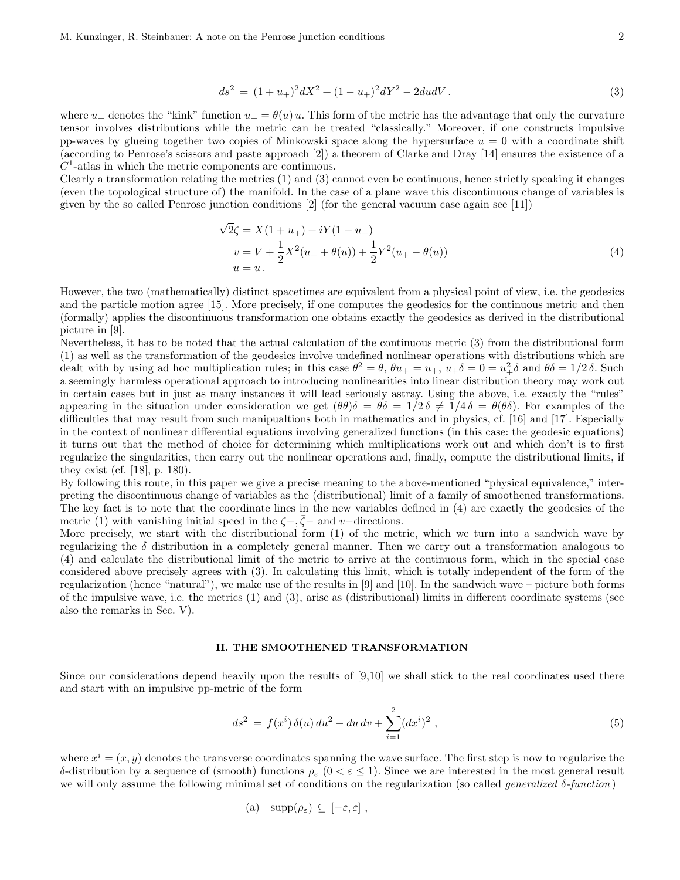$$ds^2 = (1+u_+)^2 dX^2 + (1-u_+)^2 dY^2 - 2du dV\,. \tag{3}$$

where $u_+$ denotes the "kink" function $u_+ = \theta(u)\,u$. This form of the metric has the advantage that only the curvature tensor involves distributions while the metric can be treated "classically." Moreover, if one constructs impulsive pp-waves by glueing together two copies of Minkowski space along the hypersurface $u = 0$ with a coordinate shift (according to Penrose's scissors and paste approach [2]) a theorem of Clarke and Dray [14] ensures the existence of a $C^1$-atlas in which the metric components are continuous.

Clearly a transformation relating the metrics (1) and (3) cannot even be continuous, hence strictly speaking it changes (even the topological structure of) the manifold. In the case of a plane wave this discontinuous change of variables is given by the so called Penrose junction conditions [2] (for the general vacuum case again see [11])

$$\begin{aligned}
\sqrt{2}\zeta &= X(1+u_+) + iY(1-u_+) \\
v &= V + \frac{1}{2}X^2(u_+ + \theta(u)) + \frac{1}{2}Y^2(u_+ - \theta(u)) \\
u &= u\,.
\end{aligned} \tag{4}$$

However, the two (mathematically) distinct spacetimes are equivalent from a physical point of view, i.e. the geodesics and the particle motion agree [15]. More precisely, if one computes the geodesics for the continuous metric and then (formally) applies the discontinuous transformation one obtains exactly the geodesics as derived in the distributional picture in [9].

Nevertheless, it has to be noted that the actual calculation of the continuous metric (3) from the distributional form (1) as well as the transformation of the geodesics involve undefined nonlinear operations with distributions which are dealt with by using ad hoc multiplication rules; in this case $\theta^2 = \theta$, $\theta u_+ = u_+$, $u_+\delta = 0 = u_+^2\delta$ and $\theta\delta = 1/2\,\delta$. Such a seemingly harmless operational approach to introducing nonlinearities into linear distribution theory may work out in certain cases but in just as many instances it will lead seriously astray. Using the above, i.e. exactly the "rules" appearing in the situation under consideration we get $(\theta\theta)\delta = \theta\delta = 1/2\,\delta \neq 1/4\,\delta = \theta(\theta\delta)$. For examples of the difficulties that may result from such manipualtions both in mathematics and in physics, cf. [16] and [17]. Especially in the context of nonlinear differential equations involving generalized functions (in this case: the geodesic equations) it turns out that the method of choice for determining which multiplications work out and which don't is to first regularize the singularities, then carry out the nonlinear operations and, finally, compute the distributional limits, if they exist (cf. [18], p. 180).

By following this route, in this paper we give a precise meaning to the above-mentioned "physical equivalence," interpreting the discontinuous change of variables as the (distributional) limit of a family of smoothened transformations. The key fact is to note that the coordinate lines in the new variables defined in (4) are exactly the geodesics of the metric (1) with vanishing initial speed in the $\zeta-$, $\bar{\zeta}-$ and $v-$directions.

More precisely, we start with the distributional form (1) of the metric, which we turn into a sandwich wave by regularizing the $\delta$ distribution in a completely general manner. Then we carry out a transformation analogous to (4) and calculate the distributional limit of the metric to arrive at the continuous form, which in the special case considered above precisely agrees with (3). In calculating this limit, which is totally independent of the form of the regularization (hence "natural"), we make use of the results in [9] and [10]. In the sandwich wave – picture both forms of the impulsive wave, i.e. the metrics (1) and (3), arise as (distributional) limits in different coordinate systems (see also the remarks in Sec. V).

## II. THE SMOOTHENED TRANSFORMATION

Since our considerations depend heavily upon the results of [9,10] we shall stick to the real coordinates used there and start with an impulsive pp-metric of the form

$$ds^2 = f(x^i)\,\delta(u)\,du^2 - du\,dv + \sum_{i=1}^{2}(dx^i)^2\,, \tag{5}$$

where $x^i = (x, y)$ denotes the transverse coordinates spanning the wave surface. The first step is now to regularize the $\delta$-distribution by a sequence of (smooth) functions $\rho_\varepsilon$ $(0 < \varepsilon \leq 1)$. Since we are interested in the most general result we will only assume the following minimal set of conditions on the regularization (so called *generalized $\delta$-function*)

(a) $\quad \mathrm{supp}(\rho_\varepsilon) \subseteq [-\varepsilon, \varepsilon]\,,$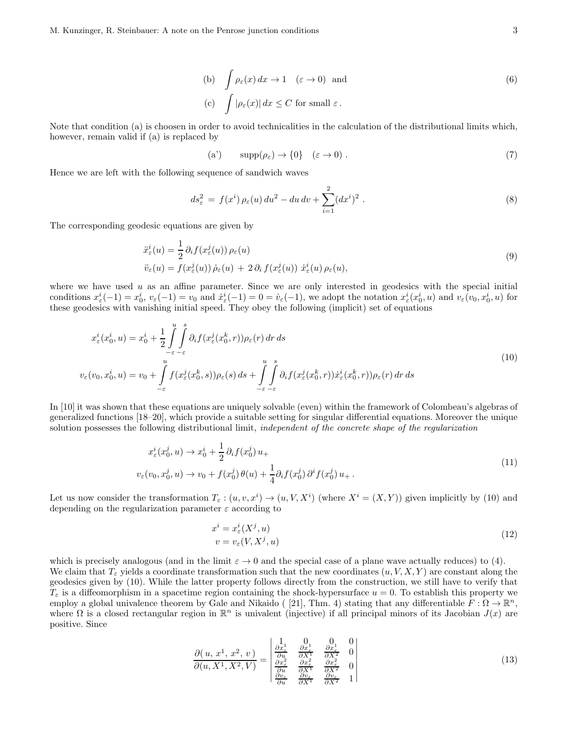$$
\begin{aligned}
&\text{(b)} \quad \int \rho_\varepsilon(x)\, dx \to 1 \quad (\varepsilon \to 0) \ \text{ and} \\
&\text{(c)} \quad \int |\rho_\varepsilon(x)|\, dx \le C \text{ for small } \varepsilon\,.
\end{aligned}
\tag{6}
$$

Note that condition (a) is choosen in order to avoid technicalities in the calculation of the distributional limits which, however, remain valid if (a) is replaced by

$$
\text{(a')} \qquad \operatorname{supp}(\rho_\varepsilon) \to \{0\} \quad (\varepsilon \to 0)\ . \tag{7}
$$

Hence we are left with the following sequence of sandwich waves

$$
ds^2_\varepsilon \;=\; f(x^i)\,\rho_\varepsilon(u)\,du^2 - du\,dv + \sum_{i=1}^{2}(dx^i)^2\ . \tag{8}
$$

The corresponding geodesic equations are given by

$$
\begin{aligned}
\ddot x^i_\varepsilon(u) &= \frac{1}{2}\,\partial_i f(x^j_\varepsilon(u))\,\rho_\varepsilon(u) \\
\ddot v_\varepsilon(u) &= f(x^j_\varepsilon(u))\,\dot\rho_\varepsilon(u) \,+\, 2\,\partial_i\, f(x^j_\varepsilon(u))\ \dot x^i_\varepsilon(u)\,\rho_\varepsilon(u),
\end{aligned}
\tag{9}
$$

where we have used $u$ as an affine parameter. Since we are only interested in geodesics with the special initial conditions $x^i_\varepsilon(-1) = x^i_0$, $v_\varepsilon(-1) = v_0$ and $\dot x^i_\varepsilon(-1) = 0 = \dot v_\varepsilon(-1)$, we adopt the notation $x^i_\varepsilon(x^i_0, u)$ and $v_\varepsilon(v_0, x^i_0, u)$ for these geodesics with vanishing initial speed. They obey the following (implicit) set of equations

$$
\begin{aligned}
x^i_\varepsilon(x^i_0, u) &= x^i_0 + \frac{1}{2}\int\limits_{-\varepsilon}^{u}\int\limits_{-\varepsilon}^{s} \partial_i f(x^j_\varepsilon(x^k_0, r))\rho_\varepsilon(r)\,dr\,ds \\
v_\varepsilon(v_0, x^i_0, u) &= v_0 + \int\limits_{-\varepsilon}^{u} f(x^j_\varepsilon(x^k_0, s))\rho_\varepsilon(s)\,ds + \int\limits_{-\varepsilon}^{u}\int\limits_{-\varepsilon}^{s} \partial_i f(x^j_\varepsilon(x^k_0, r))\dot x^i_\varepsilon(x^k_0, r))\rho_\varepsilon(r)\,dr\,ds
\end{aligned}
\tag{10}
$$

In [10] it was shown that these equations are uniquely solvable (even) within the framework of Colombeau's algebras of generalized functions [18–20], which provide a suitable setting for singular differential equations. Moreover the unique solution possesses the following distributional limit, *independent of the concrete shape of the regularization*

$$
\begin{aligned}
x^i_\varepsilon(x^j_0, u) &\to x^i_0 + \frac{1}{2}\,\partial_i f(x^j_0)\,u_+ \\
v_\varepsilon(v_0, x^j_0, u) &\to v_0 + f(x^j_0)\,\theta(u) + \frac{1}{4}\partial_i f(x^j_0)\,\partial^i f(x^j_0)\,u_+\,.
\end{aligned}
\tag{11}
$$

Let us now consider the transformation $T_\varepsilon : (u, v, x^i) \to (u, V, X^i)$ (where $X^i = (X, Y)$) given implicitly by (10) and depending on the regularization parameter $\varepsilon$ according to

$$
\begin{aligned}
x^i &= x^i_\varepsilon(X^j, u) \\
v &= v_\varepsilon(V, X^j, u)
\end{aligned}
\tag{12}
$$

which is precisely analogous (and in the limit $\varepsilon \to 0$ and the special case of a plane wave actually reduces) to (4). We claim that $T_\varepsilon$ yields a coordinate transformation such that the new coordinates $(u, V, X, Y)$ are constant along the geodesics given by (10). While the latter property follows directly from the construction, we still have to verify that $T_\varepsilon$ is a diffeomorphism in a spacetime region containing the shock-hypersurface $u = 0$. To establish this property we employ a global univalence theorem by Gale and Nikaido ( [21], Thm. 4) stating that any differentiable $F : \Omega \to \mathbb{R}^n$, where $\Omega$ is a closed rectangular region in $\mathbb{R}^n$ is univalent (injective) if all principal minors of its Jacobian $J(x)$ are positive. Since

$$
\frac{\partial(\,u,\,x^1,\,x^2,\,v\,)}{\partial(u, X^1, X^2, V)} =
\begin{vmatrix}
1 & 0 & 0 & 0 \\
\frac{\partial x^1_\varepsilon}{\partial u} & \frac{\partial x^1_\varepsilon}{\partial X^1} & \frac{\partial x^1_\varepsilon}{\partial X^2} & 0 \\
\frac{\partial x^2_\varepsilon}{\partial u} & \frac{\partial x^2_\varepsilon}{\partial X^1} & \frac{\partial x^2_\varepsilon}{\partial X^2} & 0 \\
\frac{\partial v_\varepsilon}{\partial u} & \frac{\partial v_\varepsilon}{\partial X^1} & \frac{\partial v_\varepsilon}{\partial X^2} & 1
\end{vmatrix}
\tag{13}
$$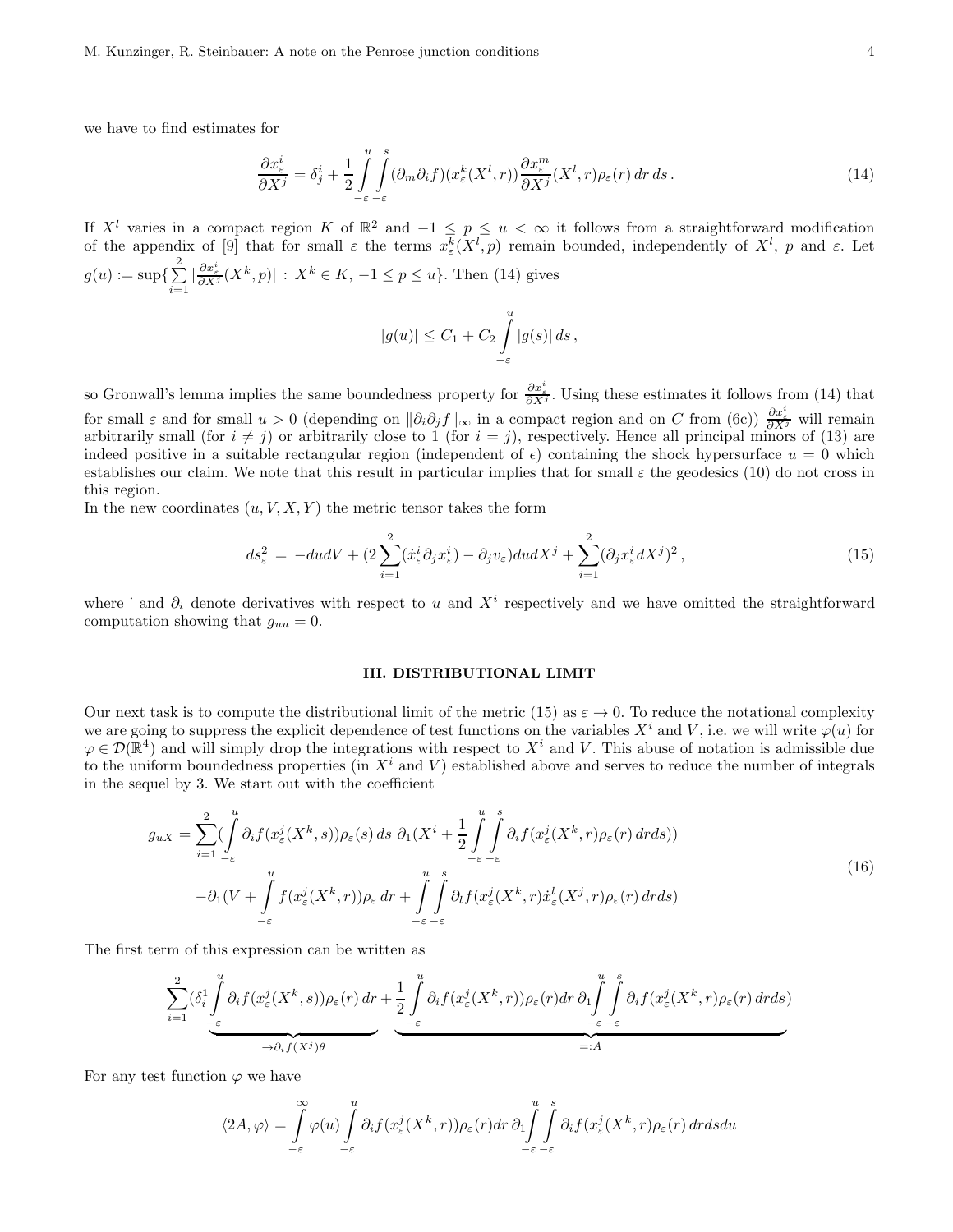we have to find estimates for

$$\frac{\partial x^i_\varepsilon}{\partial X^j} = \delta^i_j + \frac{1}{2}\int_{-\varepsilon}^{u}\int_{-\varepsilon}^{s}(\partial_m\partial_i f)(x^k_\varepsilon(X^l,r))\frac{\partial x^m_\varepsilon}{\partial X^j}(X^l,r)\rho_\varepsilon(r)\,dr\,ds\,. \tag{14}$$

If $X^l$ varies in a compact region $K$ of $\mathbb{R}^2$ and $-1 \leq p \leq u < \infty$ it follows from a straightforward modification of the appendix of [9] that for small $\varepsilon$ the terms $x^k_\varepsilon(X^l,p)$ remain bounded, independently of $X^l$, $p$ and $\varepsilon$. Let $g(u) := \sup\{\sum_{i=1}^{2}|\frac{\partial x^i_\varepsilon}{\partial X^j}(X^k,p)| \,:\, X^k \in K,\, -1 \leq p \leq u\}$. Then (14) gives

$$|g(u)| \leq C_1 + C_2\int_{-\varepsilon}^{u}|g(s)|\,ds\,,$$

so Gronwall's lemma implies the same boundedness property for $\frac{\partial x^i_\varepsilon}{\partial X^j}$. Using these estimates it follows from (14) that for small $\varepsilon$ and for small $u > 0$ (depending on $\|\partial_i\partial_j f\|_\infty$ in a compact region and on $C$ from (6c)) $\frac{\partial x^i_\varepsilon}{\partial X^j}$ will remain arbitrarily small (for $i \neq j$) or arbitrarily close to 1 (for $i = j$), respectively. Hence all principal minors of (13) are indeed positive in a suitable rectangular region (independent of $\epsilon$) containing the shock hypersurface $u = 0$ which establishes our claim. We note that this result in particular implies that for small $\varepsilon$ the geodesics (10) do not cross in this region.

In the new coordinates $(u, V, X, Y)$ the metric tensor takes the form

$$ds^2_\varepsilon \;=\; -du dV + (2\sum_{i=1}^{2}(\dot{x}^i_\varepsilon\partial_j x^i_\varepsilon) - \partial_j v_\varepsilon)du dX^j + \sum_{i=1}^{2}(\partial_j x^i_\varepsilon dX^j)^2\,, \tag{15}$$

where $\dot{}$ and $\partial_i$ denote derivatives with respect to $u$ and $X^i$ respectively and we have omitted the straightforward computation showing that $g_{uu} = 0$.

## III. DISTRIBUTIONAL LIMIT

Our next task is to compute the distributional limit of the metric (15) as $\varepsilon \to 0$. To reduce the notational complexity we are going to suppress the explicit dependence of test functions on the variables $X^i$ and $V$, i.e. we will write $\varphi(u)$ for $\varphi \in \mathcal{D}(\mathbb{R}^4)$ and will simply drop the integrations with respect to $X^i$ and $V$. This abuse of notation is admissible due to the uniform boundedness properties (in $X^i$ and $V$) established above and serves to reduce the number of integrals in the sequel by 3. We start out with the coefficient

$$\begin{aligned} g_{uX} = &\sum_{i=1}^{2}(\int_{-\varepsilon}^{u}\partial_i f(x^j_\varepsilon(X^k,s))\rho_\varepsilon(s)\,ds\;\partial_1(X^i + \frac{1}{2}\int_{-\varepsilon}^{u}\int_{-\varepsilon}^{s}\partial_i f(x^j_\varepsilon(X^k,r)\rho_\varepsilon(r)\,drds)) \\ &-\partial_1(V + \int_{-\varepsilon}^{u} f(x^j_\varepsilon(X^k,r))\rho_\varepsilon\,dr + \int_{-\varepsilon}^{u}\int_{-\varepsilon}^{s}\partial_l f(x^j_\varepsilon(X^k,r)\dot{x}^l_\varepsilon(X^j,r)\rho_\varepsilon(r)\,drds) \end{aligned} \tag{16}$$

The first term of this expression can be written as

$$\sum_{i=1}^{2}(\underbrace{\delta^1_i\int_{-\varepsilon}^{u}\partial_i f(x^j_\varepsilon(X^k,s))\rho_\varepsilon(r)\,dr}_{\to\partial_i f(X^j)\theta} + \underbrace{\frac{1}{2}\int_{-\varepsilon}^{u}\partial_i f(x^j_\varepsilon(X^k,r))\rho_\varepsilon(r)dr\;\partial_1\int_{-\varepsilon}^{u}\int_{-\varepsilon}^{s}\partial_i f(x^j_\varepsilon(X^k,r)\rho_\varepsilon(r)\,drds)}_{=:A}$$

For any test function $\varphi$ we have

$$\langle 2A,\varphi\rangle = \int_{-\varepsilon}^{\infty}\varphi(u)\int_{-\varepsilon}^{u}\partial_i f(x^j_\varepsilon(X^k,r))\rho_\varepsilon(r)dr\;\partial_1\int_{-\varepsilon}^{u}\int_{-\varepsilon}^{s}\partial_i f(x^j_\varepsilon(X^k,r)\rho_\varepsilon(r)\,drdsdu$$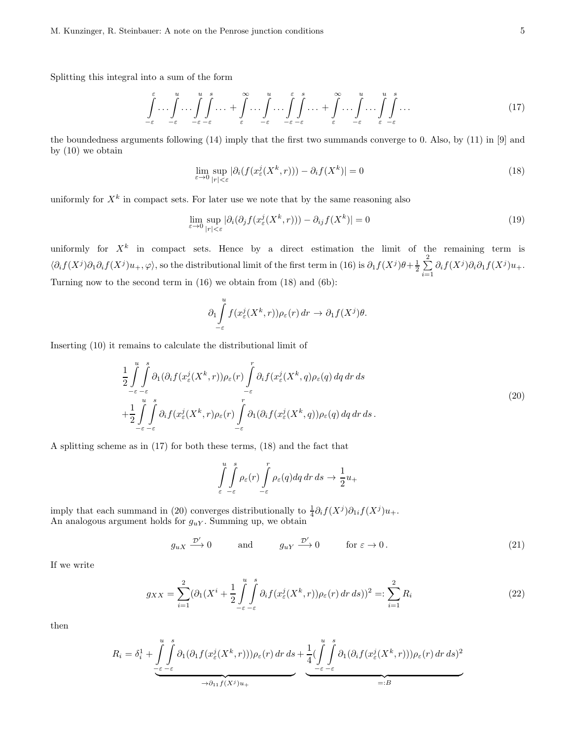Splitting this integral into a sum of the form

$$\int_{-\varepsilon}^{\varepsilon} \cdots \int_{-\varepsilon}^{u} \cdots \int_{-\varepsilon}^{u}\int_{-\varepsilon}^{s} \cdots + \int_{\varepsilon}^{\infty} \cdots \int_{-\varepsilon}^{u} \cdots \int_{-\varepsilon}^{\varepsilon}\int_{-\varepsilon}^{s} \cdots + \int_{\varepsilon}^{\infty} \cdots \int_{-\varepsilon}^{u} \cdots \int_{\varepsilon}^{u}\int_{-\varepsilon}^{s} \cdots \tag{17}$$

the boundedness arguments following (14) imply that the first two summands converge to 0. Also, by (11) in [9] and by (10) we obtain

$$\lim_{\varepsilon\to 0} \sup_{|r|<\varepsilon} |\partial_i(f(x^j_\varepsilon(X^k,r))) - \partial_i f(X^k)| = 0 \tag{18}$$

uniformly for $X^k$ in compact sets. For later use we note that by the same reasoning also

$$\lim_{\varepsilon\to 0} \sup_{|r|<\varepsilon} |\partial_i(\partial_j f(x^j_\varepsilon(X^k,r))) - \partial_{ij} f(X^k)| = 0 \tag{19}$$

uniformly for $X^k$ in compact sets. Hence by a direct estimation the limit of the remaining term is $\langle \partial_i f(X^j)\partial_1\partial_i f(X^j)u_+, \varphi\rangle$, so the distributional limit of the first term in (16) is $\partial_1 f(X^j)\theta + \frac{1}{2}\sum_{i=1}^{2} \partial_i f(X^j)\partial_i\partial_1 f(X^j)u_+$. Turning now to the second term in (16) we obtain from (18) and (6b):

$$\partial_1 \int_{-\varepsilon}^{u} f(x^j_\varepsilon(X^k,r))\rho_\varepsilon(r)\, dr \to \partial_1 f(X^j)\theta.$$

Inserting (10) it remains to calculate the distributional limit of

$$\begin{aligned}
&\frac{1}{2}\int_{-\varepsilon}^{u}\int_{-\varepsilon}^{s} \partial_1(\partial_i f(x^j_\varepsilon(X^k,r))\rho_\varepsilon(r) \int_{-\varepsilon}^{r} \partial_i f(x^j_\varepsilon(X^k,q)\rho_\varepsilon(q)\, dq\, dr\, ds \\
&+\frac{1}{2}\int_{-\varepsilon}^{u}\int_{-\varepsilon}^{s} \partial_i f(x^j_\varepsilon(X^k,r)\rho_\varepsilon(r) \int_{-\varepsilon}^{r} \partial_1(\partial_i f(x^j_\varepsilon(X^k,q))\rho_\varepsilon(q)\, dq\, dr\, ds\,.
\end{aligned} \tag{20}$$

A splitting scheme as in (17) for both these terms, (18) and the fact that

$$\int_{\varepsilon}^{u}\int_{-\varepsilon}^{s} \rho_\varepsilon(r)\int_{-\varepsilon}^{r} \rho_\varepsilon(q)dq\, dr\, ds \to \frac{1}{2}u_+$$

imply that each summand in (20) converges distributionally to $\frac{1}{4}\partial_i f(X^j)\partial_{1i} f(X^j)u_+$.
An analogous argument holds for $g_{uY}$. Summing up, we obtain

$$g_{uX} \xrightarrow{\mathcal{D}'} 0 \qquad \text{and} \qquad g_{uY} \xrightarrow{\mathcal{D}'} 0 \qquad \text{for } \varepsilon \to 0\,. \tag{21}$$

If we write

$$g_{XX} = \sum_{i=1}^{2} (\partial_1(X^i + \frac{1}{2}\int_{-\varepsilon}^{u}\int_{-\varepsilon}^{s} \partial_i f(x^j_\varepsilon(X^k,r))\rho_\varepsilon(r)\, dr\, ds))^2 =: \sum_{i=1}^{2} R_i \tag{22}$$

then

$$R_i = \delta^1_i + \underbrace{\int_{-\varepsilon}^{u}\int_{-\varepsilon}^{s} \partial_1(\partial_1 f(x^j_\varepsilon(X^k,r)))\rho_\varepsilon(r)\, dr\, ds}_{\to \partial_{11} f(X^j)u_+} + \underbrace{\frac{1}{4}(\int_{-\varepsilon}^{u}\int_{-\varepsilon}^{s} \partial_1(\partial_i f(x^j_\varepsilon(X^k,r)))\rho_\varepsilon(r)\, dr\, ds)^2}_{=:B}$$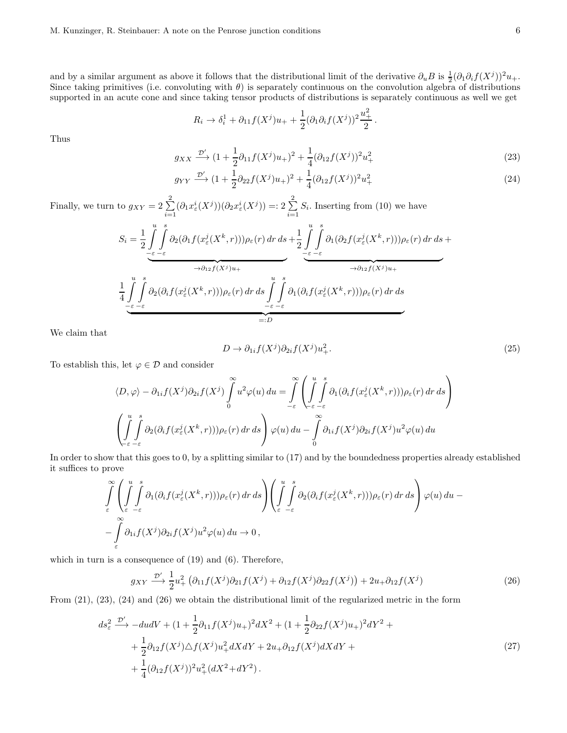and by a similar argument as above it follows that the distributional limit of the derivative $\partial_u B$ is $\frac{1}{2}(\partial_1\partial_i f(X^j))^2 u_+$. Since taking primitives (i.e. convoluting with $\theta$) is separately continuous on the convolution algebra of distributions supported in an acute cone and since taking tensor products of distributions is separately continuous as well we get

$$R_i \to \delta_i^1 + \partial_{11} f(X^j) u_+ + \frac{1}{2}(\partial_1\partial_i f(X^j))^2 \frac{u_+^2}{2}\,.$$

Thus

$$g_{XX} \xrightarrow{\mathcal{D}'} (1 + \frac{1}{2}\partial_{11} f(X^j) u_+)^2 + \frac{1}{4}(\partial_{12} f(X^j))^2 u_+^2 \tag{23}$$

$$g_{YY} \xrightarrow{\mathcal{D}'} (1 + \frac{1}{2}\partial_{22} f(X^j) u_+)^2 + \frac{1}{4}(\partial_{12} f(X^j))^2 u_+^2 \tag{24}$$

Finally, we turn to $g_{XY} = 2\sum\limits_{i=1}^{2}(\partial_1 x_\varepsilon^i(X^j))(\partial_2 x_\varepsilon^i(X^j)) =: 2\sum\limits_{i=1}^{2} S_i$. Inserting from (10) we have

$$S_i = \underbrace{\frac{1}{2}\int\limits_{-\varepsilon}^{u}\int\limits_{-\varepsilon}^{s} \partial_2(\partial_1 f(x_\varepsilon^j(X^k,r)))\rho_\varepsilon(r)\,dr\,ds}_{\to \partial_{12} f(X^j) u_+} + \underbrace{\frac{1}{2}\int\limits_{-\varepsilon}^{u}\int\limits_{-\varepsilon}^{s} \partial_1(\partial_2 f(x_\varepsilon^j(X^k,r)))\rho_\varepsilon(r)\,dr\,ds}_{\to \partial_{12} f(X^j) u_+} +$$

$$\underbrace{\frac{1}{4}\int\limits_{-\varepsilon}^{u}\int\limits_{-\varepsilon}^{s} \partial_2(\partial_i f(x_\varepsilon^j(X^k,r)))\rho_\varepsilon(r)\,dr\,ds \int\limits_{-\varepsilon}^{u}\int\limits_{-\varepsilon}^{s} \partial_1(\partial_i f(x_\varepsilon^j(X^k,r)))\rho_\varepsilon(r)\,dr\,ds}_{=:D}$$

We claim that

$$D \to \partial_{1i} f(X^j)\partial_{2i} f(X^j) u_+^2. \tag{25}$$

To establish this, let $\varphi \in \mathcal{D}$ and consider

$$\langle D, \varphi\rangle - \partial_{1i} f(X^j)\partial_{2i} f(X^j)\int\limits_0^\infty u^2\varphi(u)\,du = \int\limits_{-\varepsilon}^{\infty}\left(\int\limits_{-\varepsilon}^{u}\int\limits_{-\varepsilon}^{s} \partial_1(\partial_i f(x_\varepsilon^j(X^k,r)))\rho_\varepsilon(r)\,dr\,ds\right)$$

$$\left(\int\limits_{-\varepsilon}^{u}\int\limits_{-\varepsilon}^{s} \partial_2(\partial_i f(x_\varepsilon^j(X^k,r)))\rho_\varepsilon(r)\,dr\,ds\right)\varphi(u)\,du - \int\limits_0^\infty \partial_{1i} f(X^j)\partial_{2i} f(X^j) u^2\varphi(u)\,du$$

In order to show that this goes to 0, by a splitting similar to (17) and by the boundedness properties already established it suffices to prove

$$\int\limits_{\varepsilon}^{\infty}\left(\int\limits_{\varepsilon}^{u}\int\limits_{-\varepsilon}^{s} \partial_1(\partial_i f(x_\varepsilon^j(X^k,r)))\rho_\varepsilon(r)\,dr\,ds\right)\left(\int\limits_{\varepsilon}^{u}\int\limits_{-\varepsilon}^{s} \partial_2(\partial_i f(x_\varepsilon^j(X^k,r)))\rho_\varepsilon(r)\,dr\,ds\right)\varphi(u)\,du -$$

$$-\int\limits_{\varepsilon}^{\infty} \partial_{1i} f(X^j)\partial_{2i} f(X^j) u^2\varphi(u)\,du \to 0\,,$$

which in turn is a consequence of (19) and (6). Therefore,

$$g_{XY} \xrightarrow{\mathcal{D}'} \frac{1}{2}u_+^2\left(\partial_{11} f(X^j)\partial_{21} f(X^j) + \partial_{12} f(X^j)\partial_{22} f(X^j)\right) + 2u_+\partial_{12} f(X^j) \tag{26}$$

From (21), (23), (24) and (26) we obtain the distributional limit of the regularized metric in the form

$$\begin{aligned} ds_\varepsilon^2 \xrightarrow{\mathcal{D}'} & -du dV + (1 + \frac{1}{2}\partial_{11} f(X^j) u_+)^2 dX^2 + (1 + \frac{1}{2}\partial_{22} f(X^j) u_+)^2 dY^2 + \\ & + \frac{1}{2}\partial_{12} f(X^j) \triangle f(X^j) u_+^2 dX dY + 2u_+\partial_{12} f(X^j) dX dY + \\ & + \frac{1}{4}(\partial_{12} f(X^j))^2 u_+^2 (dX^2 + dY^2)\,. \end{aligned} \tag{27}$$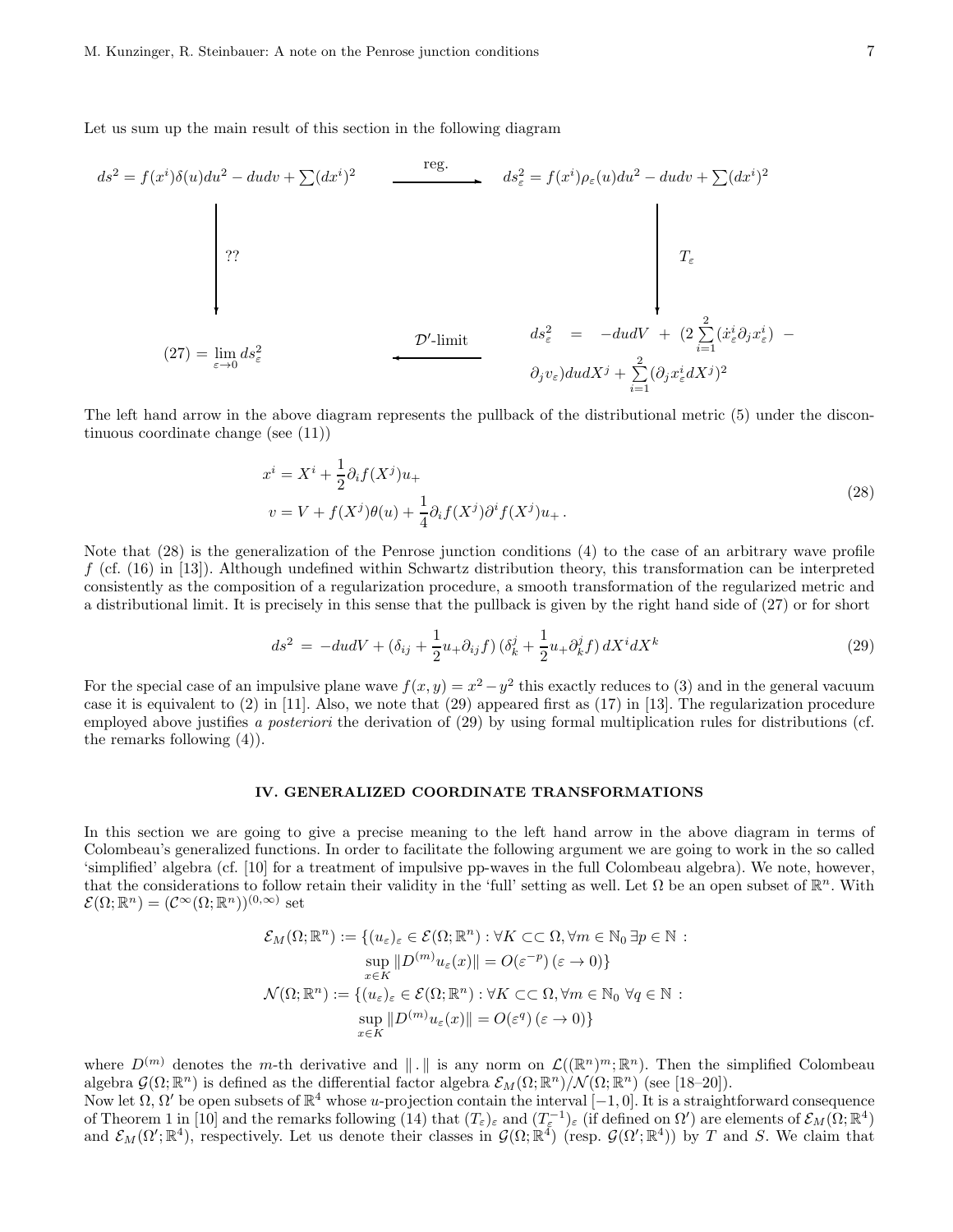Let us sum up the main result of this section in the following diagram

$$
\begin{array}{ccc}
ds^2 = f(x^i)\delta(u)du^2 - dudv + \sum(dx^i)^2 & \xrightarrow{\text{reg.}} & ds^2_\varepsilon = f(x^i)\rho_\varepsilon(u)du^2 - dudv + \sum(dx^i)^2 \\
\Big\downarrow ?? & & \Big\downarrow T_\varepsilon \\
(27) = \lim\limits_{\varepsilon\to 0} ds^2_\varepsilon & \xleftarrow{\mathcal{D}'\text{-limit}} & ds^2_\varepsilon \; = \; -dudV \; + \; (2\sum\limits_{i=1}^{2}(\dot{x}^i_\varepsilon \partial_j x^i_\varepsilon) \; - \; \partial_j v_\varepsilon)dudX^j + \sum\limits_{i=1}^{2}(\partial_j x^i_\varepsilon dX^j)^2
\end{array}
$$

The left hand arrow in the above diagram represents the pullback of the distributional metric (5) under the discontinuous coordinate change (see (11))

$$
\begin{aligned}
x^i &= X^i + \frac{1}{2}\partial_i f(X^j)u_+ \\
v &= V + f(X^j)\theta(u) + \frac{1}{4}\partial_i f(X^j)\partial^i f(X^j)u_+ \,.
\end{aligned}
\tag{28}
$$

Note that (28) is the generalization of the Penrose junction conditions (4) to the case of an arbitrary wave profile $f$ (cf. (16) in [13]). Although undefined within Schwartz distribution theory, this transformation can be interpreted consistently as the composition of a regularization procedure, a smooth transformation of the regularized metric and a distributional limit. It is precisely in this sense that the pullback is given by the right hand side of (27) or for short

$$
ds^2 \; = \; -dudV + (\delta_{ij} + \frac{1}{2}u_+\partial_{ij}f)\,(\delta^j_k + \frac{1}{2}u_+\partial^j_k f)\,dX^i dX^k
\tag{29}
$$

For the special case of an impulsive plane wave $f(x, y) = x^2 - y^2$ this exactly reduces to (3) and in the general vacuum case it is equivalent to (2) in [11]. Also, we note that (29) appeared first as (17) in [13]. The regularization procedure employed above justifies *a posteriori* the derivation of (29) by using formal multiplication rules for distributions (cf. the remarks following (4)).

## IV. GENERALIZED COORDINATE TRANSFORMATIONS

In this section we are going to give a precise meaning to the left hand arrow in the above diagram in terms of Colombeau's generalized functions. In order to facilitate the following argument we are going to work in the so called 'simplified' algebra (cf. [10] for a treatment of impulsive pp-waves in the full Colombeau algebra). We note, however, that the considerations to follow retain their validity in the 'full' setting as well. Let $\Omega$ be an open subset of $\mathbb{R}^n$. With $\mathcal{E}(\Omega;\mathbb{R}^n) = (\mathcal{C}^\infty(\Omega;\mathbb{R}^n))^{(0,\infty)}$ set

$$
\begin{aligned}
\mathcal{E}_M(\Omega;\mathbb{R}^n) := \{(u_\varepsilon)_\varepsilon \in \mathcal{E}(\Omega;\mathbb{R}^n) : \forall K \subset\subset \Omega, \forall m \in \mathbb{N}_0\, \exists p \in \mathbb{N} :& \\
\sup_{x\in K} \|D^{(m)}u_\varepsilon(x)\| = O(\varepsilon^{-p})\,(\varepsilon \to 0)\}& \\
\mathcal{N}(\Omega;\mathbb{R}^n) := \{(u_\varepsilon)_\varepsilon \in \mathcal{E}(\Omega;\mathbb{R}^n) : \forall K \subset\subset \Omega, \forall m \in \mathbb{N}_0\; \forall q \in \mathbb{N} :& \\
\sup_{x\in K} \|D^{(m)}u_\varepsilon(x)\| = O(\varepsilon^{q})\,(\varepsilon \to 0)\}&
\end{aligned}
$$

where $D^{(m)}$ denotes the $m$-th derivative and $\|\,.\,\|$ is any norm on $\mathcal{L}((\mathbb{R}^n)^m;\mathbb{R}^n)$. Then the simplified Colombeau algebra $\mathcal{G}(\Omega;\mathbb{R}^n)$ is defined as the differential factor algebra $\mathcal{E}_M(\Omega;\mathbb{R}^n)/\mathcal{N}(\Omega;\mathbb{R}^n)$ (see [18–20]).

Now let $\Omega$, $\Omega'$ be open subsets of $\mathbb{R}^4$ whose $u$-projection contain the interval $[-1, 0]$. It is a straightforward consequence of Theorem 1 in [10] and the remarks following (14) that $(T_\varepsilon)_\varepsilon$ and $(T^{-1}_\varepsilon)_\varepsilon$ (if defined on $\Omega'$) are elements of $\mathcal{E}_M(\Omega;\mathbb{R}^4)$ and $\mathcal{E}_M(\Omega';\mathbb{R}^4)$, respectively. Let us denote their classes in $\mathcal{G}(\Omega;\mathbb{R}^4)$ (resp. $\mathcal{G}(\Omega';\mathbb{R}^4)$) by $T$ and $S$. We claim that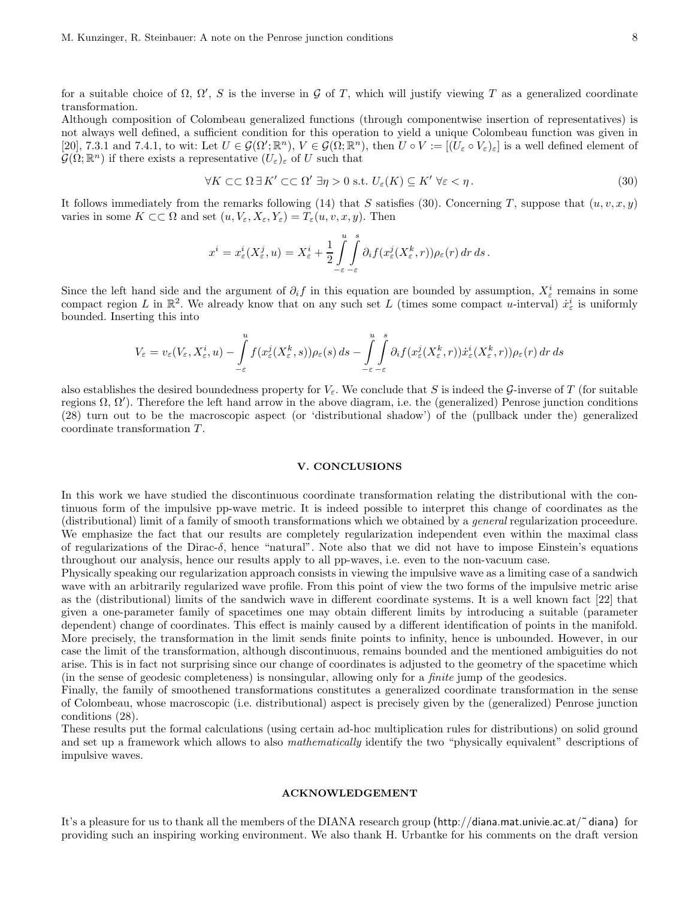for a suitable choice of $\Omega$, $\Omega'$, $S$ is the inverse in $\mathcal{G}$ of $T$, which will justify viewing $T$ as a generalized coordinate transformation.

Although composition of Colombeau generalized functions (through componentwise insertion of representatives) is not always well defined, a sufficient condition for this operation to yield a unique Colombeau function was given in [20], 7.3.1 and 7.4.1, to wit: Let $U \in \mathcal{G}(\Omega';\mathbb{R}^n)$, $V \in \mathcal{G}(\Omega;\mathbb{R}^n)$, then $U \circ V := [(U_\varepsilon \circ V_\varepsilon)_\varepsilon]$ is a well defined element of $\mathcal{G}(\Omega;\mathbb{R}^n)$ if there exists a representative $(U_\varepsilon)_\varepsilon$ of $U$ such that

$$\forall K \subset\subset \Omega \, \exists K' \subset\subset \Omega' \; \exists \eta > 0 \text{ s.t. } U_\varepsilon(K) \subseteq K' \; \forall \varepsilon < \eta \,. \tag{30}$$

It follows immediately from the remarks following (14) that $S$ satisfies (30). Concerning $T$, suppose that $(u,v,x,y)$ varies in some $K \subset\subset \Omega$ and set $(u, V_\varepsilon, X_\varepsilon, Y_\varepsilon) = T_\varepsilon(u,v,x,y)$. Then

$$x^i = x^i_\varepsilon(X^j_\varepsilon, u) = X^i_\varepsilon + \frac{1}{2}\int\limits_{-\varepsilon}^{u}\int\limits_{-\varepsilon}^{s} \partial_i f(x^j_\varepsilon(X^k_\varepsilon, r))\rho_\varepsilon(r)\, dr\, ds\,.$$

Since the left hand side and the argument of $\partial_i f$ in this equation are bounded by assumption, $X^i_\varepsilon$ remains in some compact region $L$ in $\mathbb{R}^2$. We already know that on any such set $L$ (times some compact $u$-interval) $\dot{x}^i_\varepsilon$ is uniformly bounded. Inserting this into

$$V_\varepsilon = v_\varepsilon(V_\varepsilon, X^i_\varepsilon, u) - \int\limits_{-\varepsilon}^{u} f(x^j_\varepsilon(X^k_\varepsilon, s))\rho_\varepsilon(s)\, ds - \int\limits_{-\varepsilon}^{u}\int\limits_{-\varepsilon}^{s} \partial_i f(x^j_\varepsilon(X^k_\varepsilon, r))\dot{x}^i_\varepsilon(X^k_\varepsilon, r))\rho_\varepsilon(r)\, dr\, ds$$

also establishes the desired boundedness property for $V_\varepsilon$. We conclude that $S$ is indeed the $\mathcal{G}$-inverse of $T$ (for suitable regions $\Omega$, $\Omega'$). Therefore the left hand arrow in the above diagram, i.e. the (generalized) Penrose junction conditions (28) turn out to be the macroscopic aspect (or 'distributional shadow') of the (pullback under the) generalized coordinate transformation $T$.

## V. CONCLUSIONS

In this work we have studied the discontinuous coordinate transformation relating the distributional with the continuous form of the impulsive pp-wave metric. It is indeed possible to interpret this change of coordinates as the (distributional) limit of a family of smooth transformations which we obtained by a *general* regularization proceedure. We emphasize the fact that our results are completely regularization independent even within the maximal class of regularizations of the Dirac-$\delta$, hence "natural". Note also that we did not have to impose Einstein's equations throughout our analysis, hence our results apply to all pp-waves, i.e. even to the non-vacuum case.

Physically speaking our regularization approach consists in viewing the impulsive wave as a limiting case of a sandwich wave with an arbitrarily regularized wave profile. From this point of view the two forms of the impulsive metric arise as the (distributional) limits of the sandwich wave in different coordinate systems. It is a well known fact [22] that given a one-parameter family of spacetimes one may obtain different limits by introducing a suitable (parameter dependent) change of coordinates. This effect is mainly caused by a different identification of points in the manifold. More precisely, the transformation in the limit sends finite points to infinity, hence is unbounded. However, in our case the limit of the transformation, although discontinuous, remains bounded and the mentioned ambiguities do not arise. This is in fact not surprising since our change of coordinates is adjusted to the geometry of the spacetime which (in the sense of geodesic completeness) is nonsingular, allowing only for a *finite* jump of the geodesics.

Finally, the family of smoothened transformations constitutes a generalized coordinate transformation in the sense of Colombeau, whose macroscopic (i.e. distributional) aspect is precisely given by the (generalized) Penrose junction conditions (28).

These results put the formal calculations (using certain ad-hoc multiplication rules for distributions) on solid ground and set up a framework which allows to also *mathematically* identify the two "physically equivalent" descriptions of impulsive waves.

## ACKNOWLEDGEMENT

It's a pleasure for us to thank all the members of the DIANA research group (http://diana.mat.univie.ac.at/~diana) for providing such an inspiring working environment. We also thank H. Urbantke for his comments on the draft version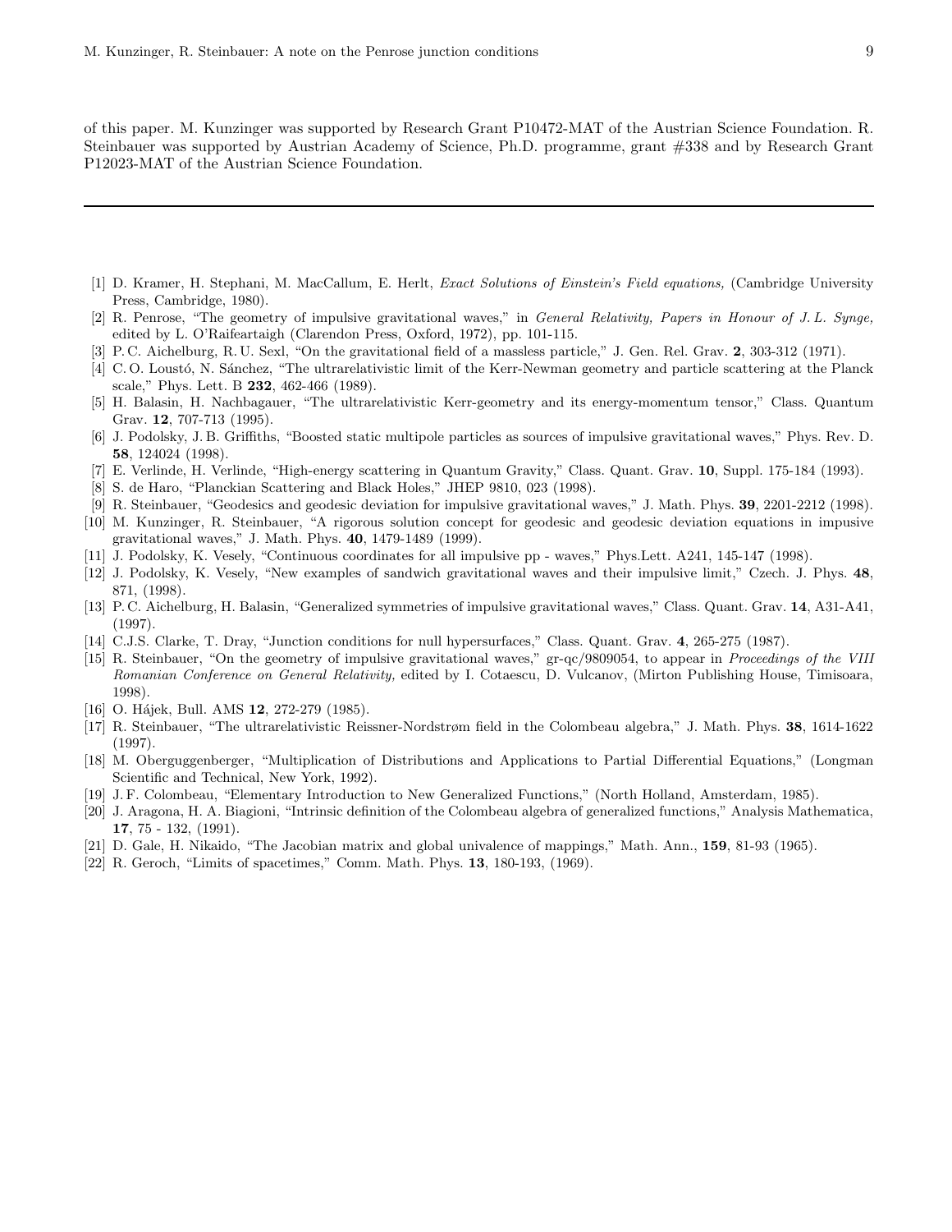of this paper. M. Kunzinger was supported by Research Grant P10472-MAT of the Austrian Science Foundation. R. Steinbauer was supported by Austrian Academy of Science, Ph.D. programme, grant #338 and by Research Grant P12023-MAT of the Austrian Science Foundation.

---

[1] D. Kramer, H. Stephani, M. MacCallum, E. Herlt, *Exact Solutions of Einstein's Field equations,* (Cambridge University Press, Cambridge, 1980).

[2] R. Penrose, "The geometry of impulsive gravitational waves," in *General Relativity, Papers in Honour of J. L. Synge,* edited by L. O'Raifeartaigh (Clarendon Press, Oxford, 1972), pp. 101-115.

[3] P. C. Aichelburg, R. U. Sexl, "On the gravitational field of a massless particle," J. Gen. Rel. Grav. **2**, 303-312 (1971).

[4] C. O. Loustó, N. Sánchez, "The ultrarelativistic limit of the Kerr-Newman geometry and particle scattering at the Planck scale," Phys. Lett. B **232**, 462-466 (1989).

[5] H. Balasin, H. Nachbagauer, "The ultrarelativistic Kerr-geometry and its energy-momentum tensor," Class. Quantum Grav. **12**, 707-713 (1995).

[6] J. Podolsky, J. B. Griffiths, "Boosted static multipole particles as sources of impulsive gravitational waves," Phys. Rev. D. **58**, 124024 (1998).

[7] E. Verlinde, H. Verlinde, "High-energy scattering in Quantum Gravity," Class. Quant. Grav. **10**, Suppl. 175-184 (1993).

[8] S. de Haro, "Planckian Scattering and Black Holes," JHEP 9810, 023 (1998).

[9] R. Steinbauer, "Geodesics and geodesic deviation for impulsive gravitational waves," J. Math. Phys. **39**, 2201-2212 (1998).

[10] M. Kunzinger, R. Steinbauer, "A rigorous solution concept for geodesic and geodesic deviation equations in impusive gravitational waves," J. Math. Phys. **40**, 1479-1489 (1999).

[11] J. Podolsky, K. Vesely, "Continuous coordinates for all impulsive pp - waves," Phys.Lett. A241, 145-147 (1998).

[12] J. Podolsky, K. Vesely, "New examples of sandwich gravitational waves and their impulsive limit," Czech. J. Phys. **48**, 871, (1998).

[13] P. C. Aichelburg, H. Balasin, "Generalized symmetries of impulsive gravitational waves," Class. Quant. Grav. **14**, A31-A41, (1997).

[14] C.J.S. Clarke, T. Dray, "Junction conditions for null hypersurfaces," Class. Quant. Grav. **4**, 265-275 (1987).

[15] R. Steinbauer, "On the geometry of impulsive gravitational waves," gr-qc/9809054, to appear in *Proceedings of the VIII Romanian Conference on General Relativity,* edited by I. Cotaescu, D. Vulcanov, (Mirton Publishing House, Timisoara, 1998).

[16] O. Hájek, Bull. AMS **12**, 272-279 (1985).

[17] R. Steinbauer, "The ultrarelativistic Reissner-Nordstrøm field in the Colombeau algebra," J. Math. Phys. **38**, 1614-1622 (1997).

[18] M. Oberguggenberger, "Multiplication of Distributions and Applications to Partial Differential Equations," (Longman Scientific and Technical, New York, 1992).

[19] J. F. Colombeau, "Elementary Introduction to New Generalized Functions," (North Holland, Amsterdam, 1985).

[20] J. Aragona, H. A. Biagioni, "Intrinsic definition of the Colombeau algebra of generalized functions," Analysis Mathematica, **17**, 75 - 132, (1991).

[21] D. Gale, H. Nikaido, "The Jacobian matrix and global univalence of mappings," Math. Ann., **159**, 81-93 (1965).

[22] R. Geroch, "Limits of spacetimes," Comm. Math. Phys. **13**, 180-193, (1969).